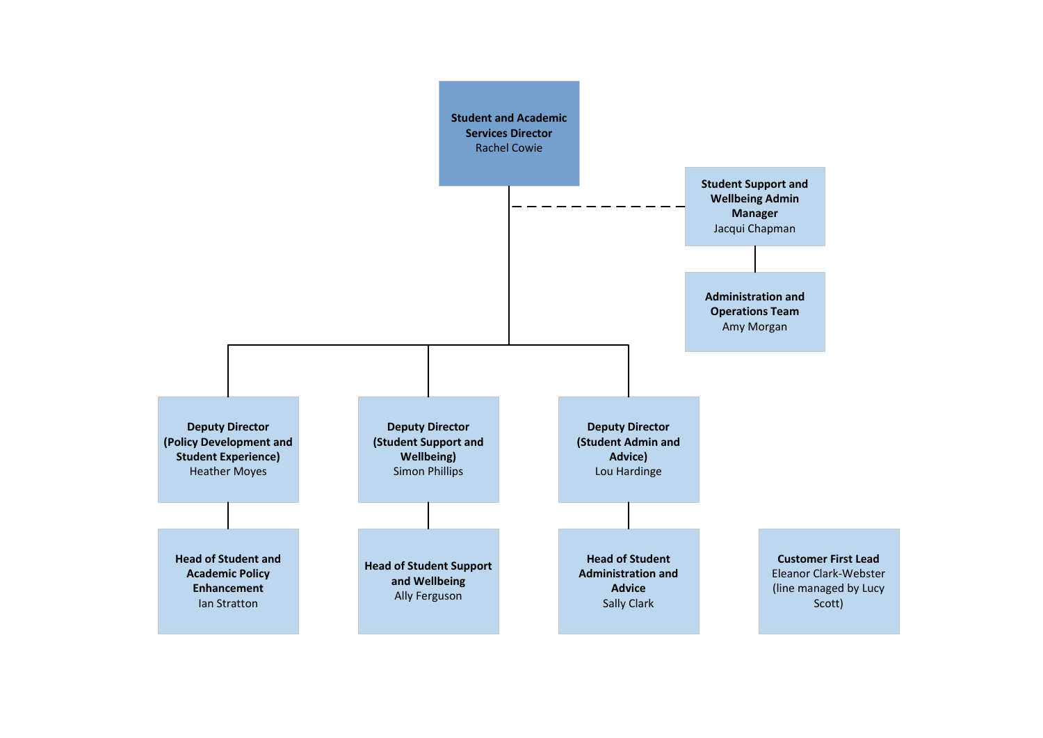**Student and Academic Services Director**
Rachel Cowie

**Student Support and Wellbeing Admin Manager**
Jacqui Chapman

**Administration and Operations Team**
Amy Morgan

**Deputy Director (Policy Development and Student Experience)**
Heather Moyes

**Deputy Director (Student Support and Wellbeing)**
Simon Phillips

**Deputy Director (Student Admin and Advice)**
Lou Hardinge

**Head of Student and Academic Policy Enhancement**
Ian Stratton

**Head of Student Support and Wellbeing**
Ally Ferguson

**Head of Student Administration and Advice**
Sally Clark

**Customer First Lead**
Eleanor Clark-Webster (line managed by Lucy Scott)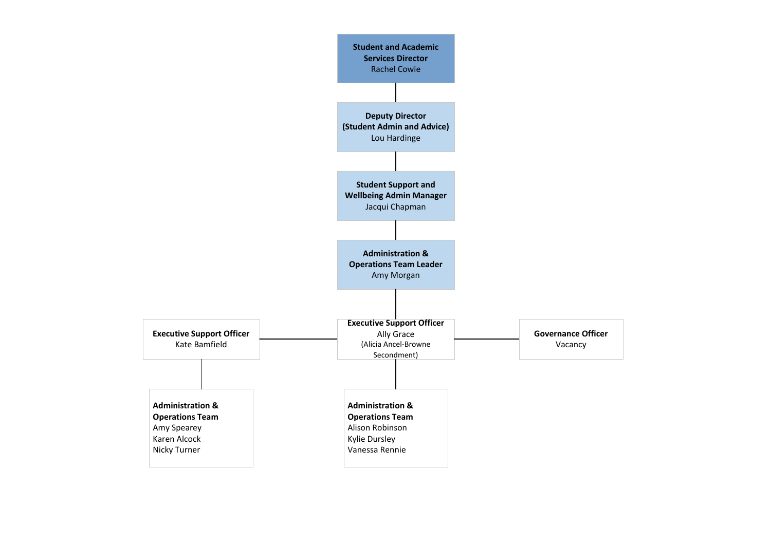**Student and Academic Services Director**
Rachel Cowie

**Deputy Director (Student Admin and Advice)**
Lou Hardinge

**Student Support and Wellbeing Admin Manager**
Jacqui Chapman

**Administration & Operations Team Leader**
Amy Morgan

**Executive Support Officer**
Kate Bamfield

**Executive Support Officer**
Ally Grace
(Alicia Ancel-Browne Secondment)

**Governance Officer**
Vacancy

**Administration & Operations Team**
Amy Spearey
Karen Alcock
Nicky Turner

**Administration & Operations Team**
Alison Robinson
Kylie Dursley
Vanessa Rennie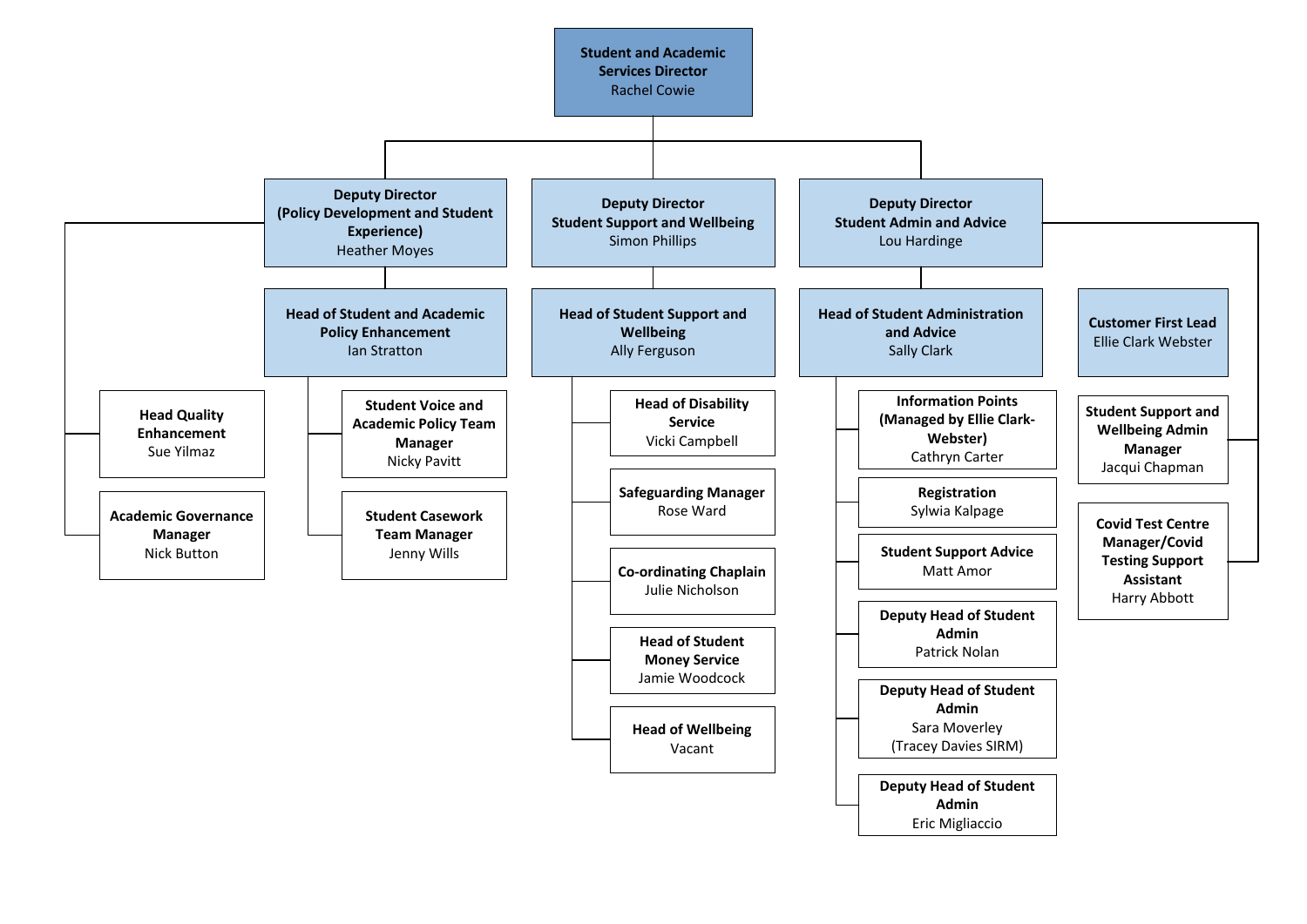**Student and Academic Services Director**
Rachel Cowie

- **Deputy Director (Policy Development and Student Experience)**
  Heather Moyes
  - **Head Quality Enhancement**
    Sue Yilmaz
  - **Academic Governance Manager**
    Nick Button
  - **Head of Student and Academic Policy Enhancement**
    Ian Stratton
    - **Student Voice and Academic Policy Team Manager**
      Nicky Pavitt
    - **Student Casework Team Manager**
      Jenny Wills

- **Deputy Director Student Support and Wellbeing**
  Simon Phillips
  - **Head of Student Support and Wellbeing**
    Ally Ferguson
    - **Head of Disability Service**
      Vicki Campbell
    - **Safeguarding Manager**
      Rose Ward
    - **Co-ordinating Chaplain**
      Julie Nicholson
    - **Head of Student Money Service**
      Jamie Woodcock
    - **Head of Wellbeing**
      Vacant

- **Deputy Director Student Admin and Advice**
  Lou Hardinge
  - **Head of Student Administration and Advice**
    Sally Clark
    - **Information Points (Managed by Ellie Clark-Webster)**
      Cathryn Carter
    - **Registration**
      Sylwia Kalpage
    - **Student Support Advice**
      Matt Amor
    - **Deputy Head of Student Admin**
      Patrick Nolan
    - **Deputy Head of Student Admin**
      Sara Moverley
      (Tracey Davies SIRM)
    - **Deputy Head of Student Admin**
      Eric Migliaccio
  - **Customer First Lead**
    Ellie Clark Webster
  - **Student Support and Wellbeing Admin Manager**
    Jacqui Chapman
  - **Covid Test Centre Manager/Covid Testing Support Assistant**
    Harry Abbott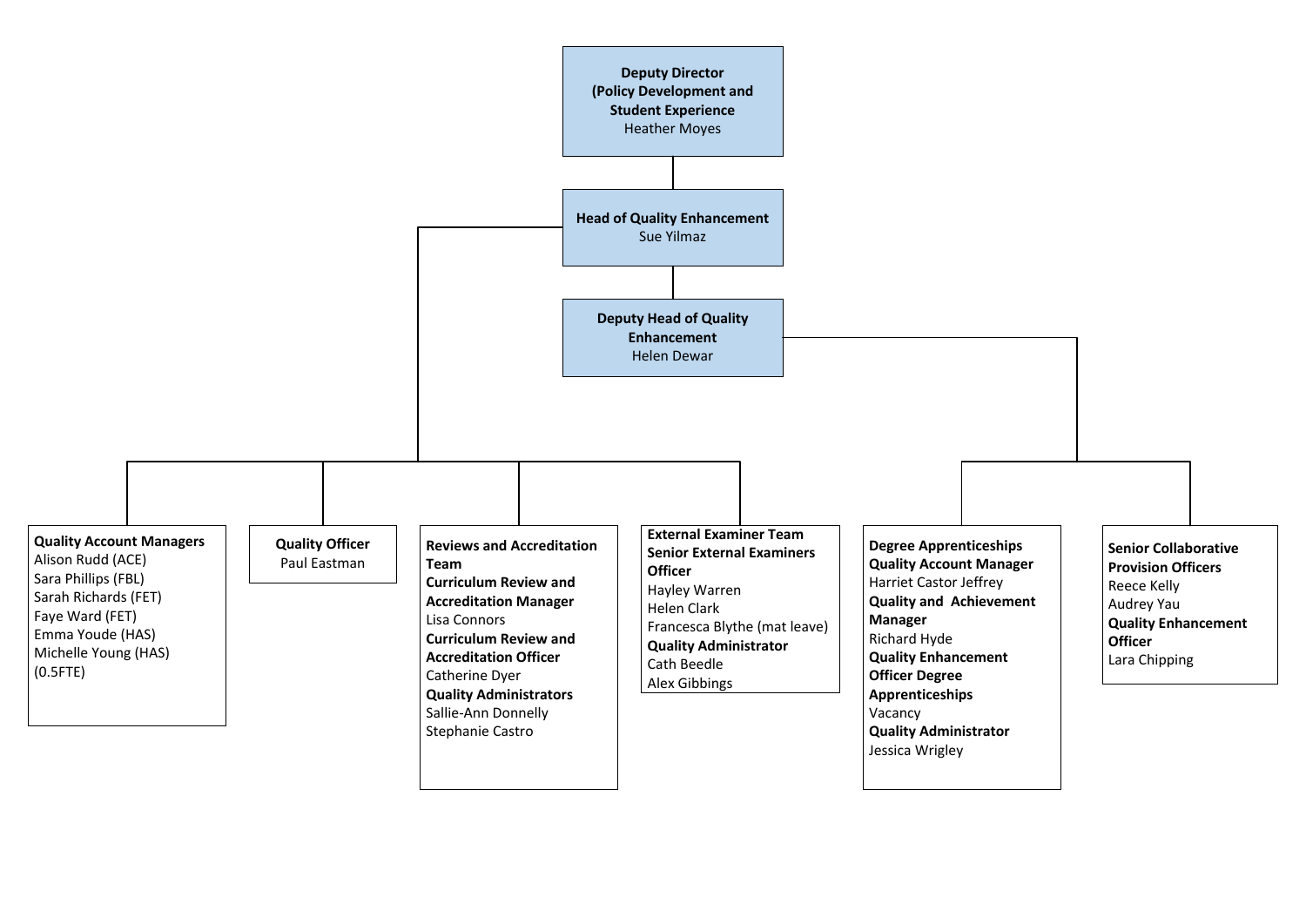**Deputy Director (Policy Development and Student Experience**
Heather Moyes

**Head of Quality Enhancement**
Sue Yilmaz

**Deputy Head of Quality Enhancement**
Helen Dewar

---

**Quality Account Managers**
Alison Rudd (ACE)
Sara Phillips (FBL)
Sarah Richards (FET)
Faye Ward (FET)
Emma Youde (HAS)
Michelle Young (HAS) (0.5FTE)

**Quality Officer**
Paul Eastman

**Reviews and Accreditation Team**
**Curriculum Review and Accreditation Manager**
Lisa Connors
**Curriculum Review and Accreditation Officer**
Catherine Dyer
**Quality Administrators**
Sallie-Ann Donnelly
Stephanie Castro

**External Examiner Team**
**Senior External Examiners Officer**
Hayley Warren
Helen Clark
Francesca Blythe (mat leave)
**Quality Administrator**
Cath Beedle
Alex Gibbings

**Degree Apprenticeships**
**Quality Account Manager**
Harriet Castor Jeffrey
**Quality and Achievement Manager**
Richard Hyde
**Quality Enhancement Officer Degree Apprenticeships**
Vacancy
**Quality Administrator**
Jessica Wrigley

**Senior Collaborative Provision Officers**
Reece Kelly
Audrey Yau
**Quality Enhancement Officer**
Lara Chipping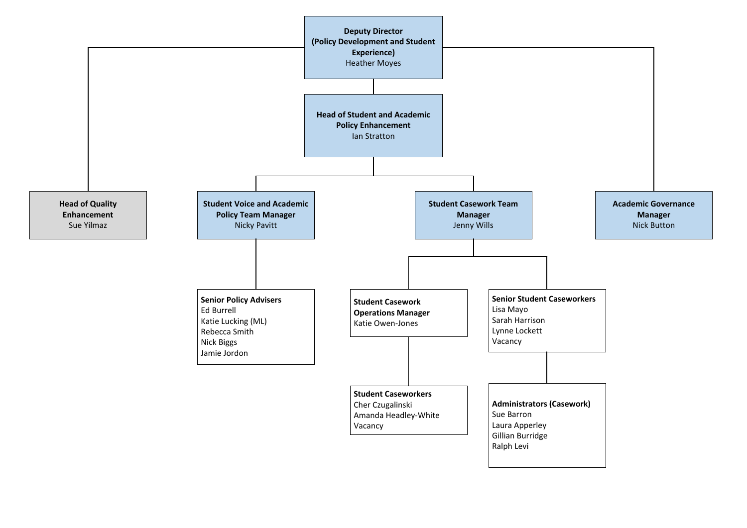**Deputy Director (Policy Development and Student Experience)**
Heather Moyes

- **Head of Quality Enhancement**
  Sue Yilmaz
- **Head of Student and Academic Policy Enhancement**
  Ian Stratton
  - **Student Voice and Academic Policy Team Manager**
    Nicky Pavitt
    - **Senior Policy Advisers**
      - Ed Burrell
      - Katie Lucking (ML)
      - Rebecca Smith
      - Nick Biggs
      - Jamie Jordon
  - **Student Casework Team Manager**
    Jenny Wills
    - **Student Casework Operations Manager**
      Katie Owen-Jones
      - **Student Caseworkers**
        - Cher Czugalinski
        - Amanda Headley-White
        - Vacancy
    - **Senior Student Caseworkers**
      - Lisa Mayo
      - Sarah Harrison
      - Lynne Lockett
      - Vacancy
      - **Administrators (Casework)**
        - Sue Barron
        - Laura Apperley
        - Gillian Burridge
        - Ralph Levi
- **Academic Governance Manager**
  Nick Button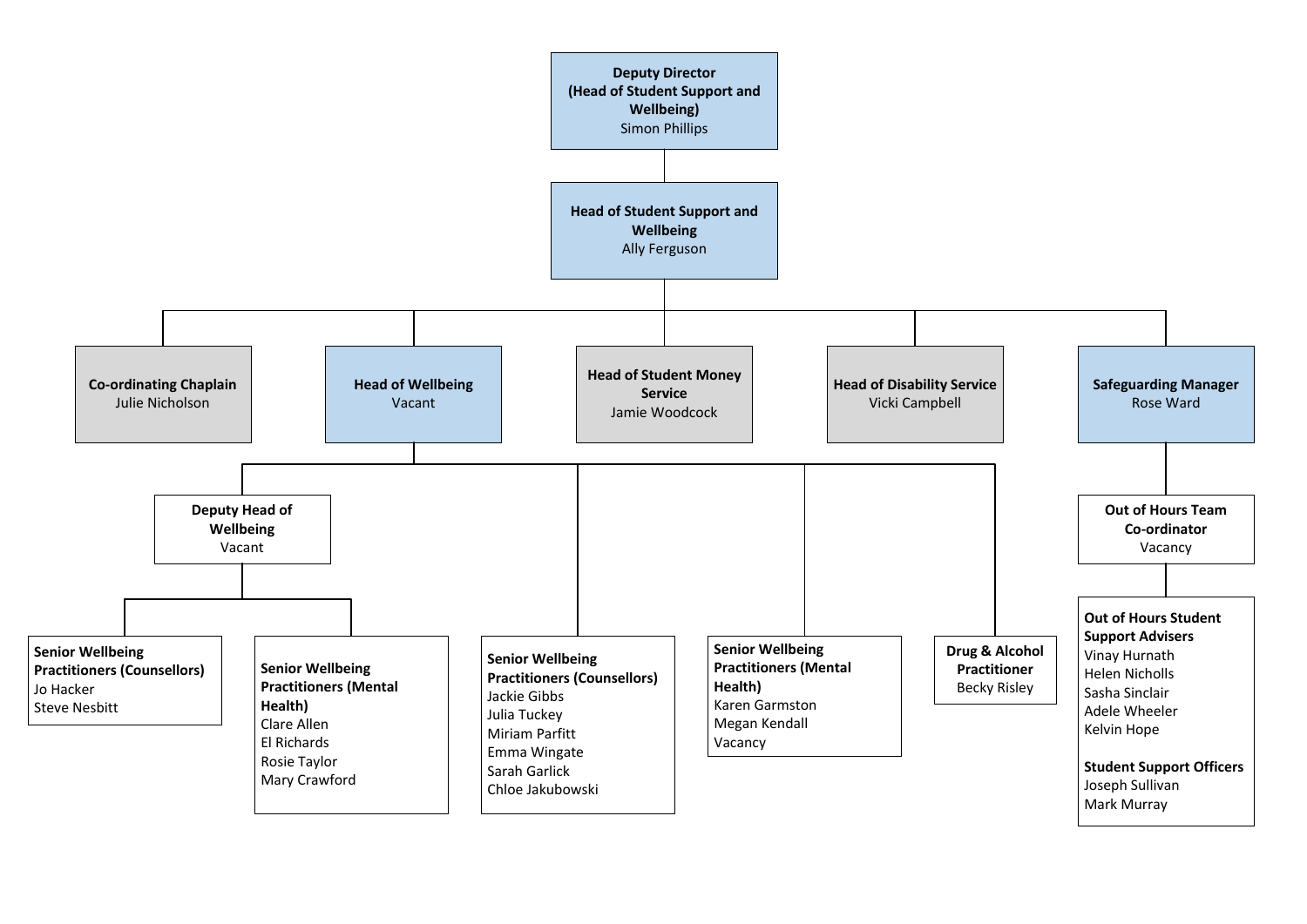**Deputy Director (Head of Student Support and Wellbeing)**
Simon Phillips

- **Head of Student Support and Wellbeing**
  Ally Ferguson
  - **Co-ordinating Chaplain**
    Julie Nicholson
  - **Head of Wellbeing**
    Vacant
    - **Deputy Head of Wellbeing**
      Vacant
      - **Senior Wellbeing Practitioners (Counsellors)**
        Jo Hacker
        Steve Nesbitt
      - **Senior Wellbeing Practitioners (Mental Health)**
        Clare Allen
        El Richards
        Rosie Taylor
        Mary Crawford
    - **Senior Wellbeing Practitioners (Counsellors)**
      Jackie Gibbs
      Julia Tuckey
      Miriam Parfitt
      Emma Wingate
      Sarah Garlick
      Chloe Jakubowski
    - **Senior Wellbeing Practitioners (Mental Health)**
      Karen Garmston
      Megan Kendall
      Vacancy
    - **Drug & Alcohol Practitioner**
      Becky Risley
  - **Head of Student Money Service**
    Jamie Woodcock
  - **Head of Disability Service**
    Vicki Campbell
  - **Safeguarding Manager**
    Rose Ward
    - **Out of Hours Team Co-ordinator**
      Vacancy
      - **Out of Hours Student Support Advisers**
        Vinay Hurnath
        Helen Nicholls
        Sasha Sinclair
        Adele Wheeler
        Kelvin Hope
      - **Student Support Officers**
        Joseph Sullivan
        Mark Murray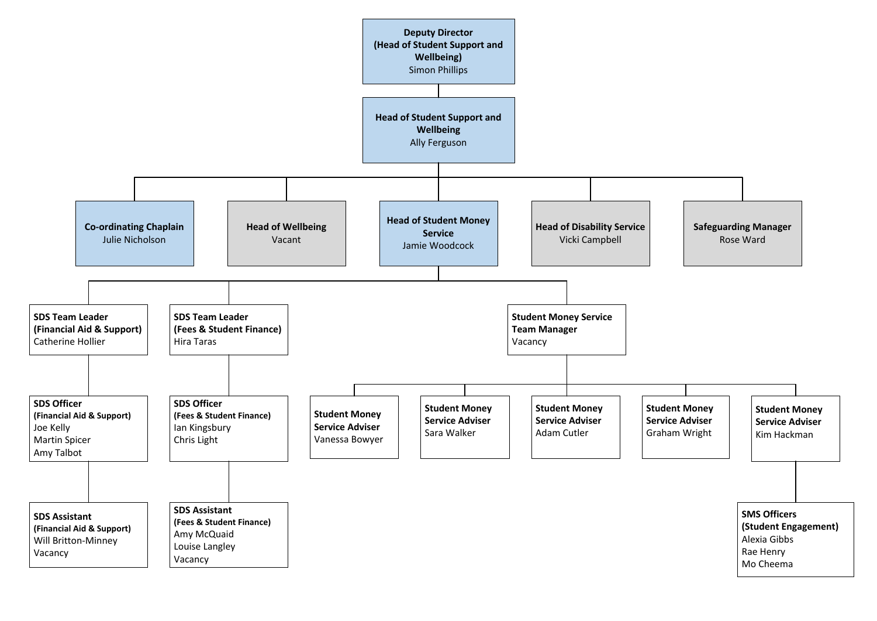**Deputy Director (Head of Student Support and Wellbeing)**
Simon Phillips

- **Head of Student Support and Wellbeing**
  Ally Ferguson
  - **Co-ordinating Chaplain**
    Julie Nicholson
  - **Head of Wellbeing**
    Vacant
  - **Head of Student Money Service**
    Jamie Woodcock
    - **SDS Team Leader (Financial Aid & Support)**
      Catherine Hollier
      - **SDS Officer (Financial Aid & Support)**
        Joe Kelly
        Martin Spicer
        Amy Talbot
        - **SDS Assistant (Financial Aid & Support)**
          Will Britton-Minney
          Vacancy
    - **SDS Team Leader (Fees & Student Finance)**
      Hira Taras
      - **SDS Officer (Fees & Student Finance)**
        Ian Kingsbury
        Chris Light
        - **SDS Assistant (Fees & Student Finance)**
          Amy McQuaid
          Louise Langley
          Vacancy
    - **Student Money Service Team Manager**
      Vacancy
      - **Student Money Service Adviser**
        Vanessa Bowyer
      - **Student Money Service Adviser**
        Sara Walker
      - **Student Money Service Adviser**
        Adam Cutler
      - **Student Money Service Adviser**
        Graham Wright
      - **Student Money Service Adviser**
        Kim Hackman
        - **SMS Officers (Student Engagement)**
          Alexia Gibbs
          Rae Henry
          Mo Cheema
  - **Head of Disability Service**
    Vicki Campbell
  - **Safeguarding Manager**
    Rose Ward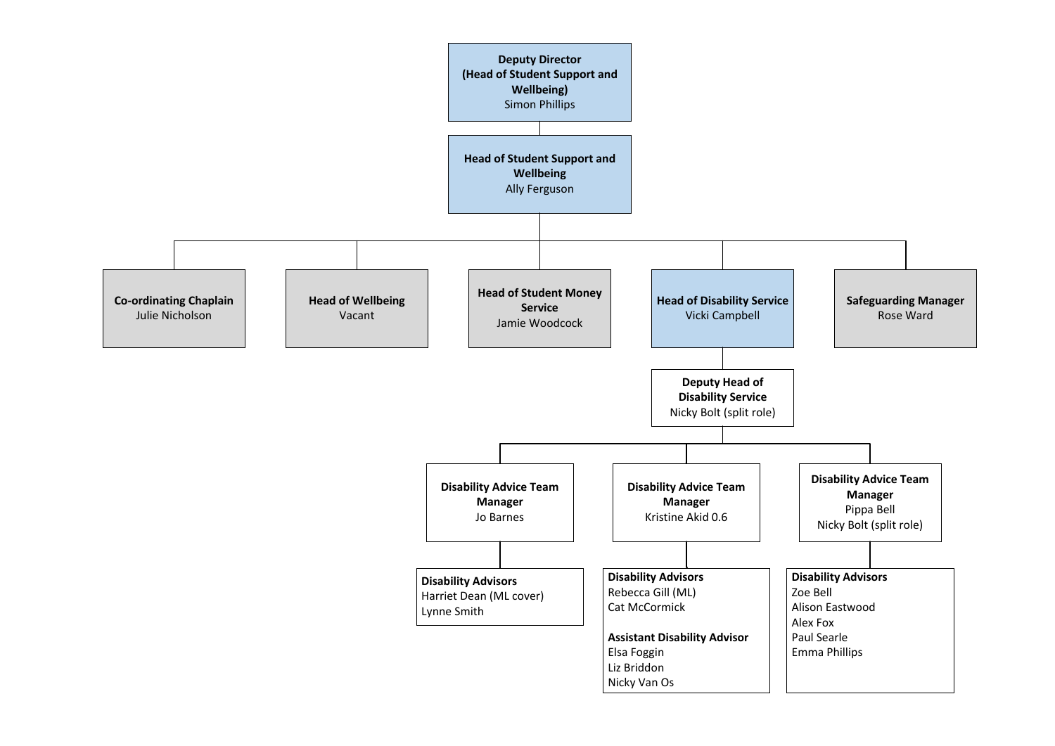**Deputy Director (Head of Student Support and Wellbeing)**
Simon Phillips

- **Head of Student Support and Wellbeing**
  Ally Ferguson
  - **Co-ordinating Chaplain**
    Julie Nicholson
  - **Head of Wellbeing**
    Vacant
  - **Head of Student Money Service**
    Jamie Woodcock
  - **Head of Disability Service**
    Vicki Campbell
    - **Deputy Head of Disability Service**
      Nicky Bolt (split role)
      - **Disability Advice Team Manager**
        Jo Barnes
        - **Disability Advisors**
          Harriet Dean (ML cover)
          Lynne Smith
      - **Disability Advice Team Manager**
        Kristine Akid 0.6
        - **Disability Advisors**
          Rebecca Gill (ML)
          Cat McCormick
        - **Assistant Disability Advisor**
          Elsa Foggin
          Liz Briddon
          Nicky Van Os
      - **Disability Advice Team Manager**
        Pippa Bell
        Nicky Bolt (split role)
        - **Disability Advisors**
          Zoe Bell
          Alison Eastwood
          Alex Fox
          Paul Searle
          Emma Phillips
  - **Safeguarding Manager**
    Rose Ward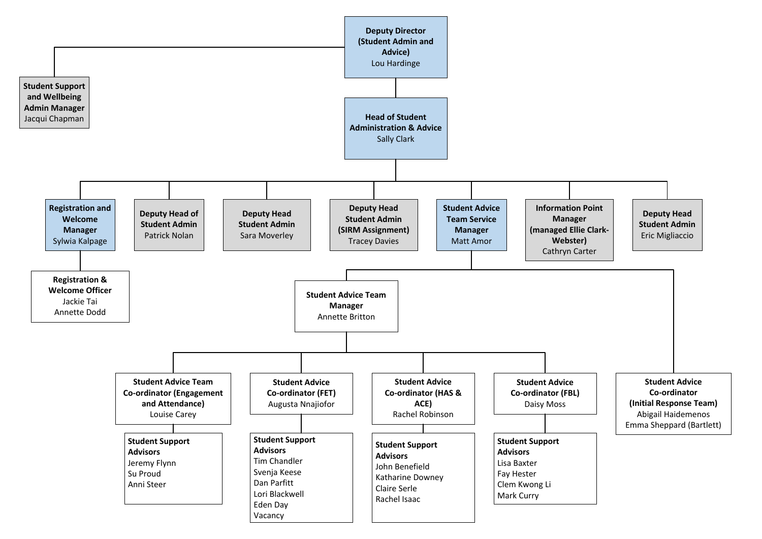- **Deputy Director (Student Admin and Advice)** — Lou Hardinge
  - **Student Support and Wellbeing Admin Manager** — Jacqui Chapman
  - **Head of Student Administration & Advice** — Sally Clark
    - **Registration and Welcome Manager** — Sylwia Kalpage
      - **Registration & Welcome Officer** — Jackie Tai, Annette Dodd
    - **Deputy Head of Student Admin** — Patrick Nolan
    - **Deputy Head Student Admin** — Sara Moverley
    - **Deputy Head Student Admin (SIRM Assignment)** — Tracey Davies
    - **Student Advice Team Service Manager** — Matt Amor
      - **Student Advice Team Manager** — Annette Britton
        - **Student Advice Team Co-ordinator (Engagement and Attendance)** — Louise Carey
          - **Student Support Advisors** — Jeremy Flynn, Su Proud, Anni Steer
        - **Student Advice Co-ordinator (FET)** — Augusta Nnajiofor
          - **Student Support Advisors** — Tim Chandler, Svenja Keese, Dan Parfitt, Lori Blackwell, Eden Day, Vacancy
        - **Student Advice Co-ordinator (HAS & ACE)** — Rachel Robinson
          - **Student Support Advisors** — John Benefield, Katharine Downey, Claire Serle, Rachel Isaac
        - **Student Advice Co-ordinator (FBL)** — Daisy Moss
          - **Student Support Advisors** — Lisa Baxter, Fay Hester, Clem Kwong Li, Mark Curry
      - **Student Advice Co-ordinator (Initial Response Team)** — Abigail Haidemenos, Emma Sheppard (Bartlett)
    - **Information Point Manager (managed Ellie Clark-Webster)** — Cathryn Carter
    - **Deputy Head Student Admin** — Eric Migliaccio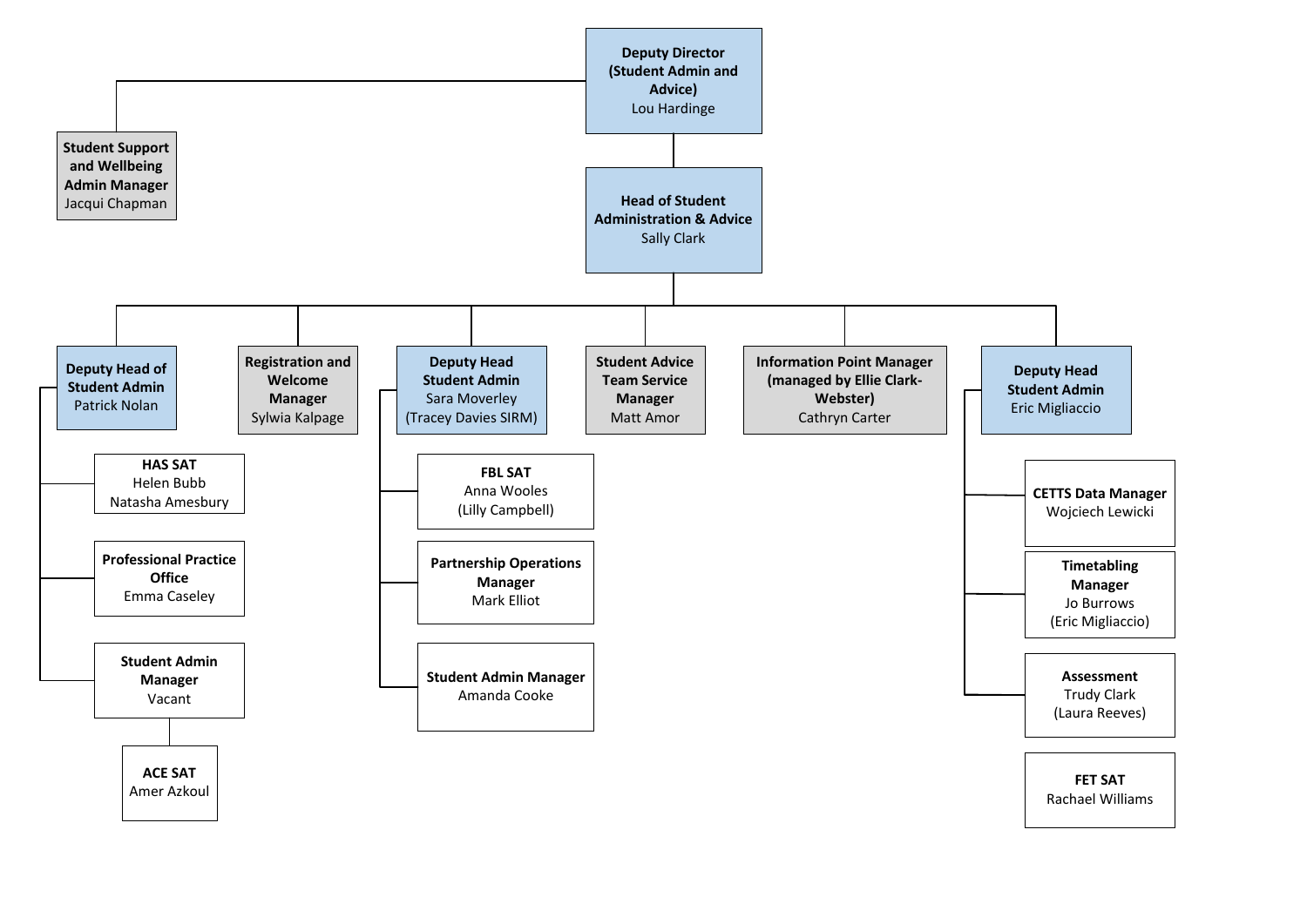- **Deputy Director (Student Admin and Advice)** – Lou Hardinge
  - **Student Support and Wellbeing Admin Manager** – Jacqui Chapman
  - **Head of Student Administration & Advice** – Sally Clark
    - **Deputy Head of Student Admin** – Patrick Nolan
      - **HAS SAT** – Helen Bubb, Natasha Amesbury
      - **Professional Practice Office** – Emma Caseley
      - **Student Admin Manager** – Vacant
        - **ACE SAT** – Amer Azkoul
    - **Registration and Welcome Manager** – Sylwia Kalpage
    - **Deputy Head Student Admin** – Sara Moverley (Tracey Davies SIRM)
      - **FBL SAT** – Anna Wooles (Lilly Campbell)
      - **Partnership Operations Manager** – Mark Elliot
      - **Student Admin Manager** – Amanda Cooke
    - **Student Advice Team Service Manager** – Matt Amor
    - **Information Point Manager (managed by Ellie Clark-Webster)** – Cathryn Carter
    - **Deputy Head Student Admin** – Eric Migliaccio
      - **CETTS Data Manager** – Wojciech Lewicki
      - **Timetabling Manager** – Jo Burrows (Eric Migliaccio)
      - **Assessment** – Trudy Clark (Laura Reeves)
      - **FET SAT** – Rachael Williams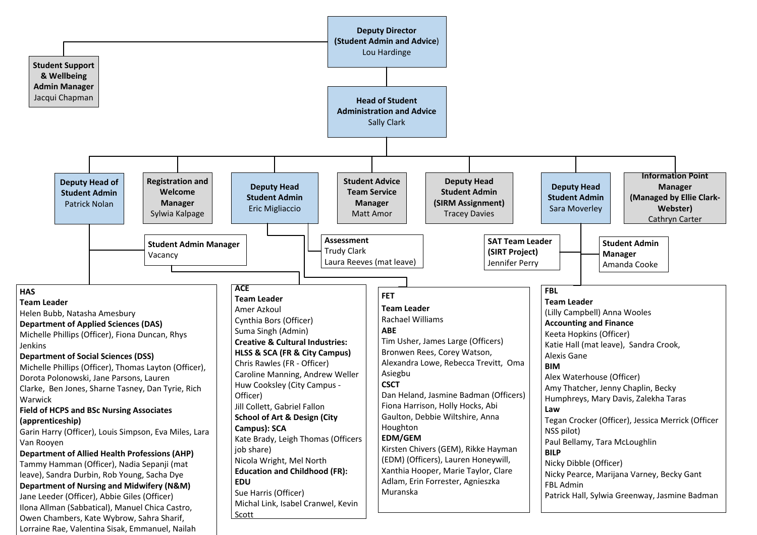**Deputy Director (Student Admin and Advice)**
Lou Hardinge

**Student Support & Wellbeing Admin Manager**
Jacqui Chapman

**Head of Student Administration and Advice**
Sally Clark

**Deputy Head of Student Admin**
Patrick Nolan

**Registration and Welcome Manager**
Sylwia Kalpage

**Deputy Head Student Admin**
Eric Migliaccio

**Student Advice Team Service Manager**
Matt Amor

**Deputy Head Student Admin (SIRM Assignment)**
Tracey Davies

**Deputy Head Student Admin**
Sara Moverley

**Information Point Manager (Managed by Ellie Clark-Webster)**
Cathryn Carter

**Student Admin Manager**
Vacancy

**Assessment**
Trudy Clark
Laura Reeves (mat leave)

**SAT Team Leader (SIRT Project)**
Jennifer Perry

**Student Admin Manager**
Amanda Cooke

---

**HAS**

**Team Leader**
Helen Bubb, Natasha Amesbury

**Department of Applied Sciences (DAS)**
Michelle Phillips (Officer), Fiona Duncan, Rhys Jenkins

**Department of Social Sciences (DSS)**
Michelle Phillips (Officer), Thomas Layton (Officer), Dorota Polonowski, Jane Parsons, Lauren Clarke, Ben Jones, Sharne Tasney, Dan Tyrie, Rich Warwick

**Field of HCPS and BSc Nursing Associates (apprenticeship)**
Garin Harry (Officer), Louis Simpson, Eva Miles, Lara Van Rooyen

**Department of Allied Health Professions (AHP)**
Tammy Hamman (Officer), Nadia Sepanji (mat leave), Sandra Durbin, Rob Young, Sacha Dye

**Department of Nursing and Midwifery (N&M)**
Jane Leeder (Officer), Abbie Giles (Officer)
Ilona Allman (Sabbatical), Manuel Chica Castro, Owen Chambers, Kate Wybrow, Sahra Sharif, Lorraine Rae, Valentina Sisak, Emmanuel, Nailah

---

**ACE**

**Team Leader**
Amer Azkoul
Cynthia Bors (Officer)
Suma Singh (Admin)

**Creative & Cultural Industries: HLSS & SCA (FR & City Campus)**
Chris Rawles (FR - Officer)
Caroline Manning, Andrew Weller
Huw Cooksley (City Campus - Officer)
Jill Collett, Gabriel Fallon

**School of Art & Design (City Campus): SCA**
Kate Brady, Leigh Thomas (Officers job share)
Nicola Wright, Mel North

**Education and Childhood (FR): EDU**
Sue Harris (Officer)
Michal Link, Isabel Cranwel, Kevin Scott

---

**FET**

**Team Leader**
Rachael Williams

**ABE**
Tim Usher, James Large (Officers)
Bronwen Rees, Corey Watson, Alexandra Lowe, Rebecca Trevitt, Oma Asiegbu

**CSCT**
Dan Heland, Jasmine Badman (Officers)
Fiona Harrison, Holly Hocks, Abi Gaulton, Debbie Wiltshire, Anna Houghton

**EDM/GEM**
Kirsten Chivers (GEM), Rikke Hayman (EDM) (Officers), Lauren Honeywill, Xanthia Hooper, Marie Taylor, Clare Adlam, Erin Forrester, Agnieszka Muranska

---

**FBL**

**Team Leader**
(Lilly Campbell) Anna Wooles

**Accounting and Finance**
Keeta Hopkins (Officer)
Katie Hall (mat leave), Sandra Crook, Alexis Gane

**BIM**
Alex Waterhouse (Officer)
Amy Thatcher, Jenny Chaplin, Becky Humphreys, Mary Davis, Zalekha Taras

**Law**
Tegan Crocker (Officer), Jessica Merrick (Officer NSS pilot)
Paul Bellamy, Tara McLoughlin

**BILP**
Nicky Dibble (Officer)
Nicky Pearce, Marijana Varney, Becky Gant

FBL Admin
Patrick Hall, Sylwia Greenway, Jasmine Badman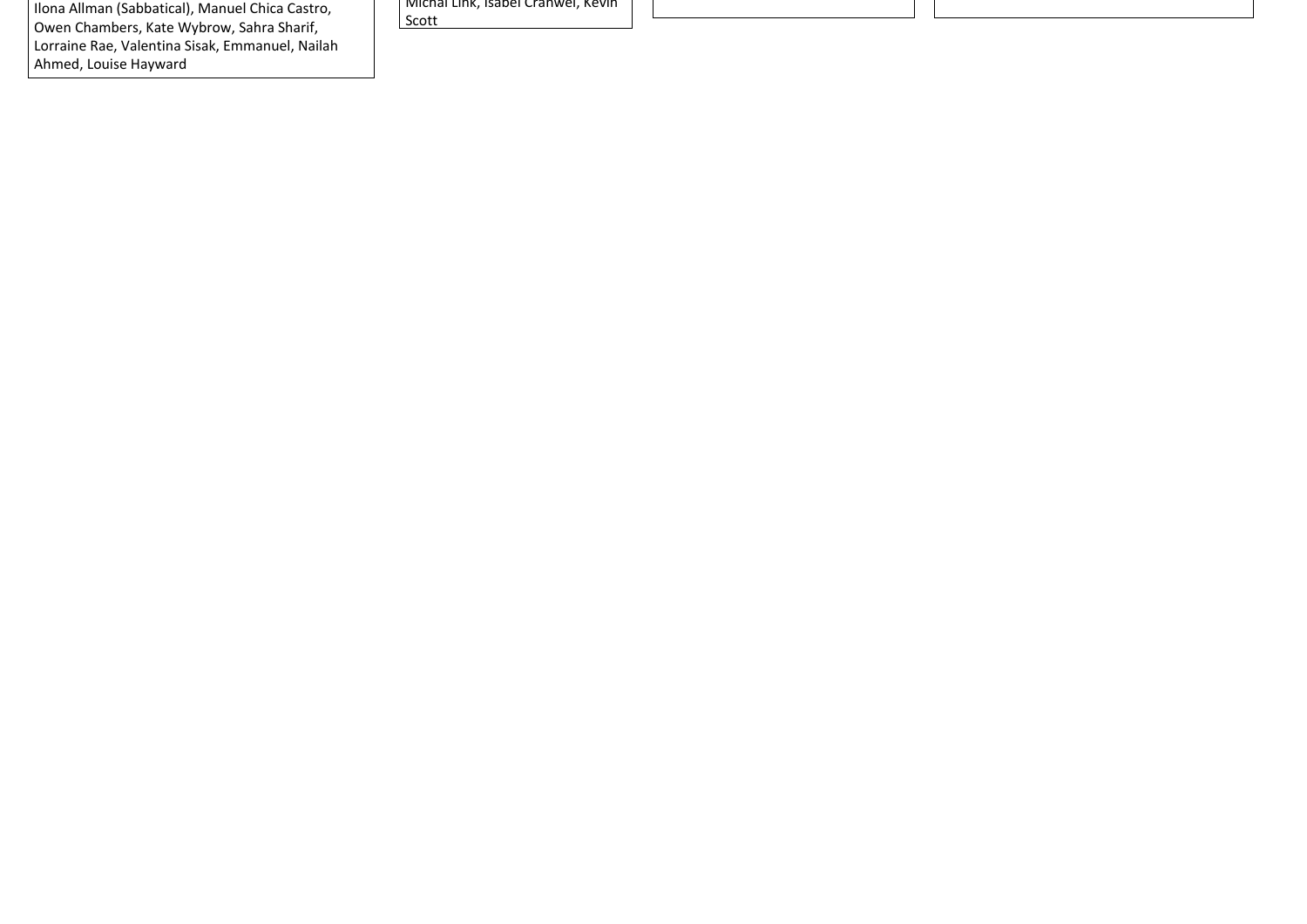Ilona Allman (Sabbatical), Manuel Chica Castro, Owen Chambers, Kate Wybrow, Sahra Sharif, Lorraine Rae, Valentina Sisak, Emmanuel, Nailah Ahmed, Louise Hayward

Michal Link, Isabel Cranwel, Kevin Scott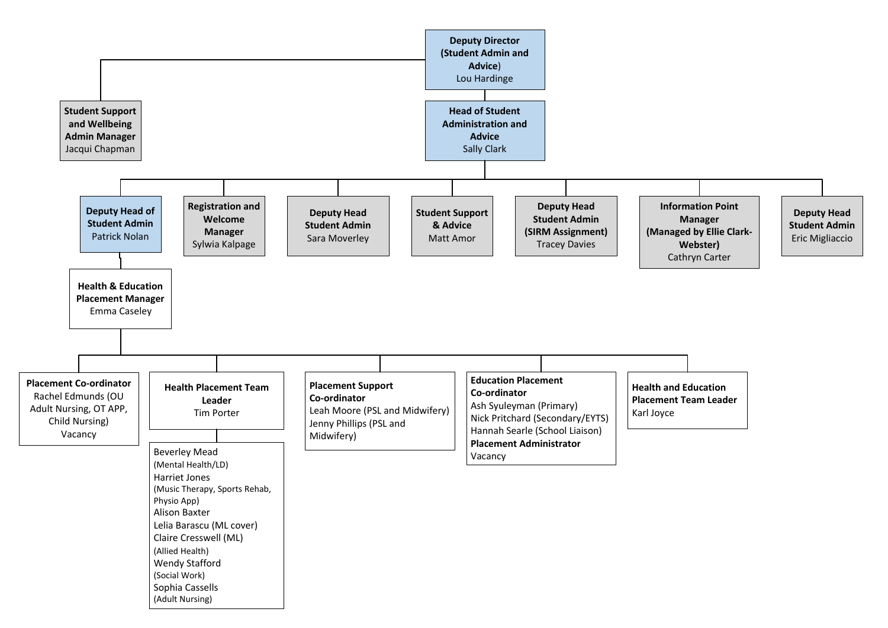- **Deputy Director (Student Admin and Advice)** – Lou Hardinge
  - **Student Support and Wellbeing Admin Manager** – Jacqui Chapman
  - **Head of Student Administration and Advice** – Sally Clark
    - **Deputy Head of Student Admin** – Patrick Nolan
      - **Health & Education Placement Manager** – Emma Caseley
        - **Placement Co-ordinator**
          - Rachel Edmunds (OU Adult Nursing, OT APP, Child Nursing)
          - Vacancy
        - **Health Placement Team Leader** – Tim Porter
          - Beverley Mead (Mental Health/LD)
          - Harriet Jones (Music Therapy, Sports Rehab, Physio App)
          - Alison Baxter
          - Lelia Barascu (ML cover)
          - Claire Cresswell (ML) (Allied Health)
          - Wendy Stafford (Social Work)
          - Sophia Cassells (Adult Nursing)
        - **Placement Support Co-ordinator**
          - Leah Moore (PSL and Midwifery)
          - Jenny Phillips (PSL and Midwifery)
        - **Education Placement Co-ordinator**
          - Ash Syuleyman (Primary)
          - Nick Pritchard (Secondary/EYTS)
          - Hannah Searle (School Liaison)
        - **Placement Administrator**
          - Vacancy
        - **Health and Education Placement Team Leader** – Karl Joyce
    - **Registration and Welcome Manager** – Sylwia Kalpage
    - **Deputy Head Student Admin** – Sara Moverley
    - **Student Support & Advice** – Matt Amor
    - **Deputy Head Student Admin (SIRM Assignment)** – Tracey Davies
    - **Information Point Manager (Managed by Ellie Clark-Webster)** – Cathryn Carter
    - **Deputy Head Student Admin** – Eric Migliaccio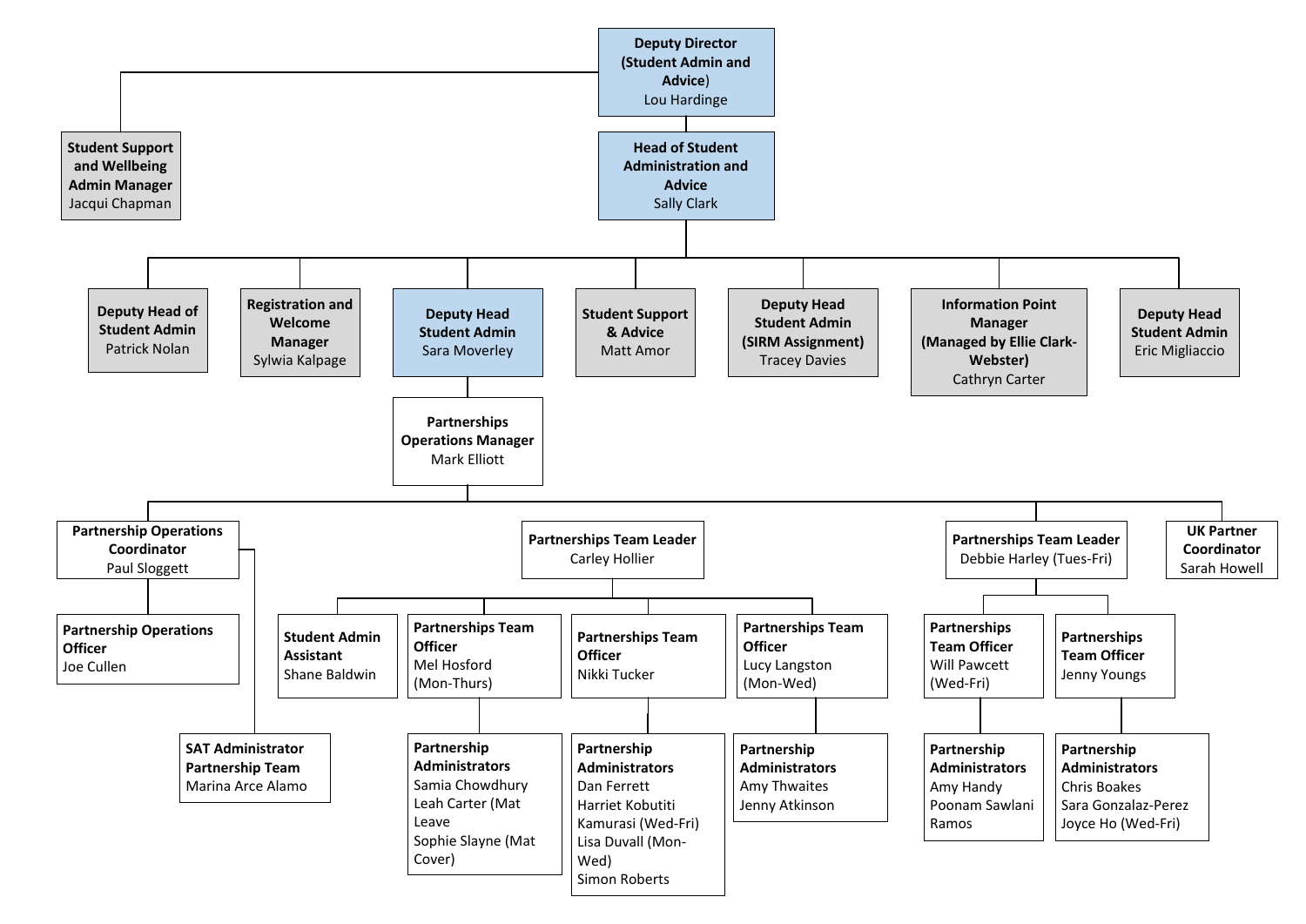- **Deputy Director (Student Admin and Advice)** Lou Hardinge
  - **Student Support and Wellbeing Admin Manager** Jacqui Chapman
  - **Head of Student Administration and Advice** Sally Clark
    - **Deputy Head of Student Admin** Patrick Nolan
    - **Registration and Welcome Manager** Sylwia Kalpage
    - **Deputy Head Student Admin** Sara Moverley
      - **Partnerships Operations Manager** Mark Elliott
        - **Partnership Operations Coordinator** Paul Sloggett
          - **Partnership Operations Officer** Joe Cullen
          - **SAT Administrator Partnership Team** Marina Arce Alamo
        - **Partnerships Team Leader** Carley Hollier
          - **Student Admin Assistant** Shane Baldwin
          - **Partnerships Team Officer** Mel Hosford (Mon-Thurs)
            - **Partnership Administrators** Samia Chowdhury, Leah Carter (Mat Leave, Sophie Slayne (Mat Cover)
          - **Partnerships Team Officer** Nikki Tucker
            - **Partnership Administrators** Dan Ferrett, Harriet Kobutiti Kamurasi (Wed-Fri), Lisa Duvall (Mon-Wed), Simon Roberts
          - **Partnerships Team Officer** Lucy Langston (Mon-Wed)
            - **Partnership Administrators** Amy Thwaites, Jenny Atkinson
        - **Partnerships Team Leader** Debbie Harley (Tues-Fri)
          - **Partnerships Team Officer** Will Pawcett (Wed-Fri)
            - **Partnership Administrators** Amy Handy, Poonam Sawlani Ramos
          - **Partnerships Team Officer** Jenny Youngs
            - **Partnership Administrators** Chris Boakes, Sara Gonzalaz-Perez, Joyce Ho (Wed-Fri)
        - **UK Partner Coordinator** Sarah Howell
    - **Student Support & Advice** Matt Amor
    - **Deputy Head Student Admin (SIRM Assignment)** Tracey Davies
    - **Information Point Manager (Managed by Ellie Clark-Webster)** Cathryn Carter
    - **Deputy Head Student Admin** Eric Migliaccio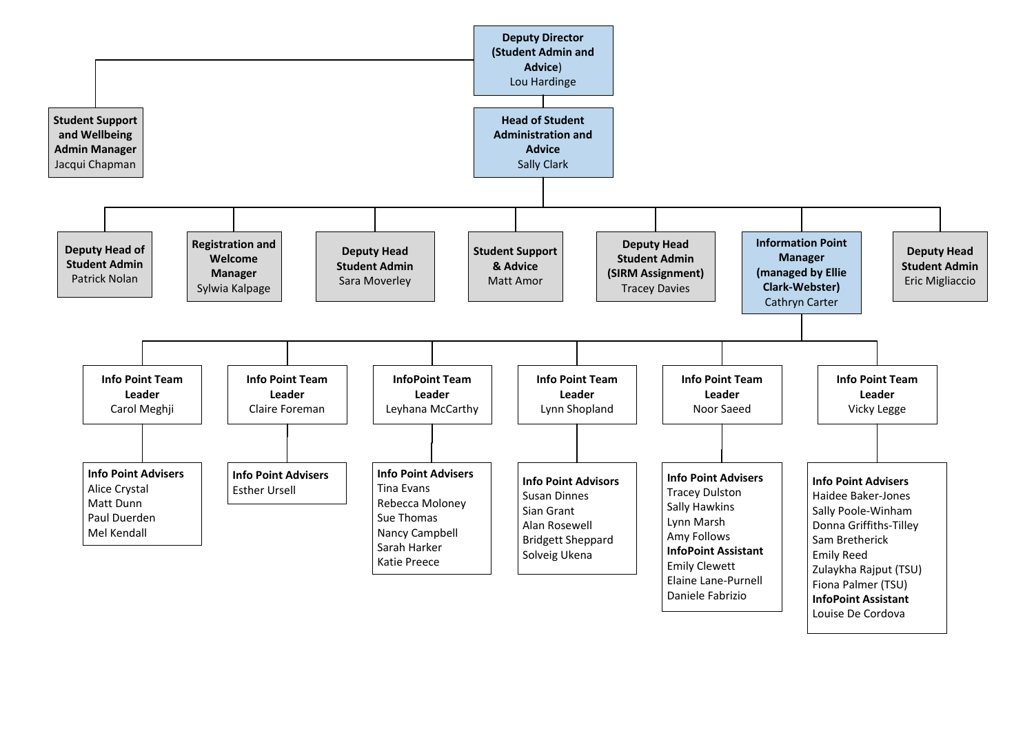**Deputy Director (Student Admin and Advice)**
Lou Hardinge

- **Student Support and Wellbeing Admin Manager**
  Jacqui Chapman
- **Head of Student Administration and Advice**
  Sally Clark
  - **Deputy Head of Student Admin**
    Patrick Nolan
  - **Registration and Welcome Manager**
    Sylwia Kalpage
  - **Deputy Head Student Admin**
    Sara Moverley
  - **Student Support & Advice**
    Matt Amor
  - **Deputy Head Student Admin (SIRM Assignment)**
    Tracey Davies
  - **Information Point Manager (managed by Ellie Clark-Webster)**
    Cathryn Carter
    - **Info Point Team Leader**
      Carol Meghji
      - **Info Point Advisers**
        Alice Crystal
        Matt Dunn
        Paul Duerden
        Mel Kendall
    - **Info Point Team Leader**
      Claire Foreman
      - **Info Point Advisers**
        Esther Ursell
    - **InfoPoint Team Leader**
      Leyhana McCarthy
      - **Info Point Advisers**
        Tina Evans
        Rebecca Moloney
        Sue Thomas
        Nancy Campbell
        Sarah Harker
        Katie Preece
    - **Info Point Team Leader**
      Lynn Shopland
      - **Info Point Advisors**
        Susan Dinnes
        Sian Grant
        Alan Rosewell
        Bridgett Sheppard
        Solveig Ukena
    - **Info Point Team Leader**
      Noor Saeed
      - **Info Point Advisers**
        Tracey Dulston
        Sally Hawkins
        Lynn Marsh
        Amy Follows
      - **InfoPoint Assistant**
        Emily Clewett
        Elaine Lane-Purnell
        Daniele Fabrizio
    - **Info Point Team Leader**
      Vicky Legge
      - **Info Point Advisers**
        Haidee Baker-Jones
        Sally Poole-Winham
        Donna Griffiths-Tilley
        Sam Bretherick
        Emily Reed
        Zulaykha Rajput (TSU)
        Fiona Palmer (TSU)
      - **InfoPoint Assistant**
        Louise De Cordova
  - **Deputy Head Student Admin**
    Eric Migliaccio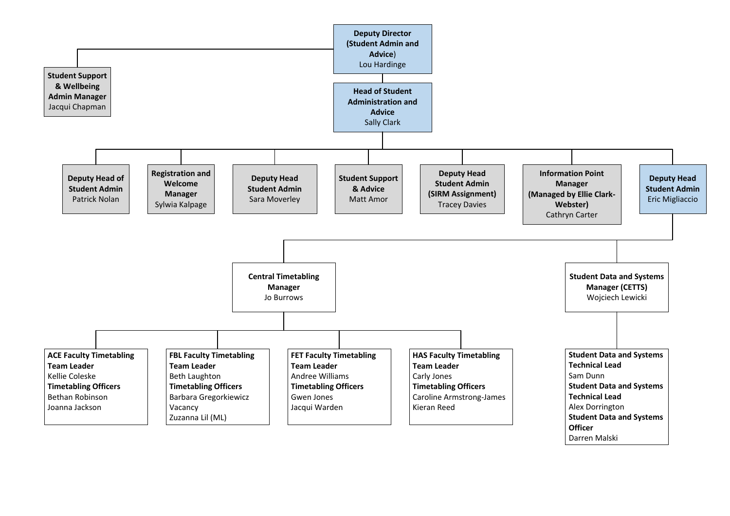- **Deputy Director (Student Admin and Advice)** – Lou Hardinge
  - **Student Support & Wellbeing Admin Manager** – Jacqui Chapman
  - **Head of Student Administration and Advice** – Sally Clark
    - **Deputy Head of Student Admin** – Patrick Nolan
    - **Registration and Welcome Manager** – Sylwia Kalpage
    - **Deputy Head Student Admin** – Sara Moverley
    - **Student Support & Advice** – Matt Amor
    - **Deputy Head Student Admin (SIRM Assignment)** – Tracey Davies
    - **Information Point Manager (Managed by Ellie Clark-Webster)** – Cathryn Carter
    - **Deputy Head Student Admin** – Eric Migliaccio
      - **Central Timetabling Manager** – Jo Burrows
        - **ACE Faculty Timetabling Team Leader**
          - Kellie Coleske
          - **Timetabling Officers**
            - Bethan Robinson
            - Joanna Jackson
        - **FBL Faculty Timetabling Team Leader**
          - Beth Laughton
          - **Timetabling Officers**
            - Barbara Gregorkiewicz
            - Vacancy
            - Zuzanna Lil (ML)
        - **FET Faculty Timetabling Team Leader**
          - Andree Williams
          - **Timetabling Officers**
            - Gwen Jones
            - Jacqui Warden
        - **HAS Faculty Timetabling Team Leader**
          - Carly Jones
          - **Timetabling Officers**
            - Caroline Armstrong-James
            - Kieran Reed
      - **Student Data and Systems Manager (CETTS)** – Wojciech Lewicki
        - **Student Data and Systems Technical Lead**
          - Sam Dunn
        - **Student Data and Systems Technical Lead**
          - Alex Dorrington
        - **Student Data and Systems Officer**
          - Darren Malski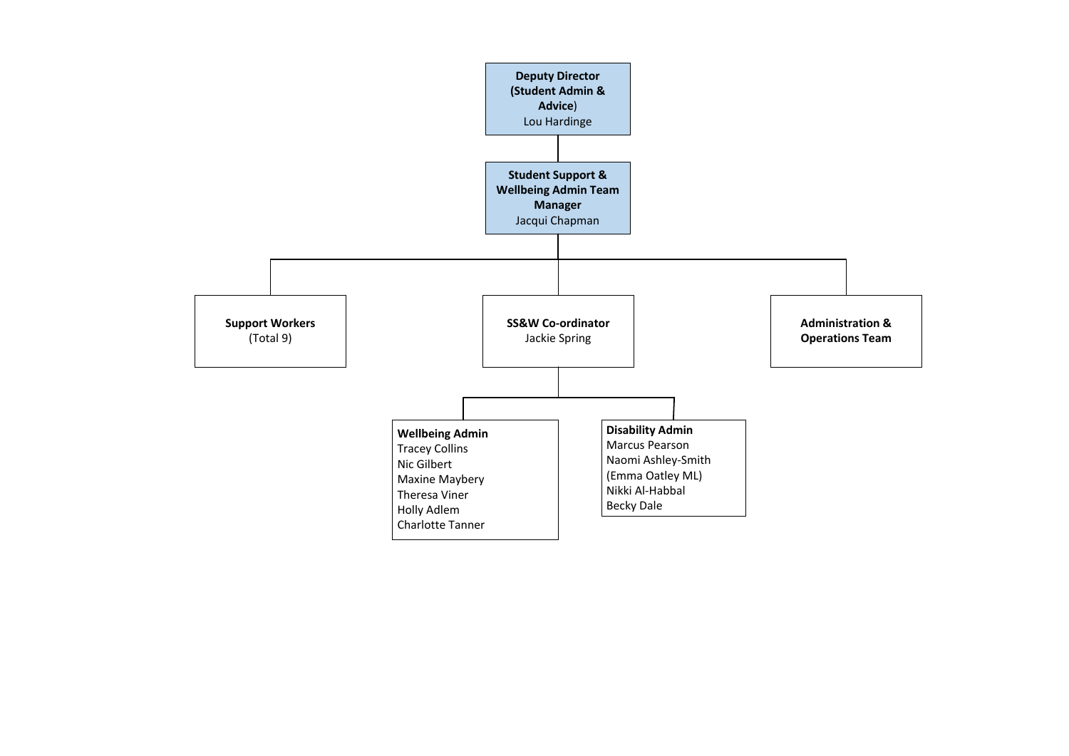**Deputy Director (Student Admin & Advice)**
Lou Hardinge

- **Student Support & Wellbeing Admin Team Manager**
  Jacqui Chapman
  - **Support Workers**
    (Total 9)
  - **SS&W Co-ordinator**
    Jackie Spring
    - **Wellbeing Admin**
      Tracey Collins
      Nic Gilbert
      Maxine Maybery
      Theresa Viner
      Holly Adlem
      Charlotte Tanner
    - **Disability Admin**
      Marcus Pearson
      Naomi Ashley-Smith
      (Emma Oatley ML)
      Nikki Al-Habbal
      Becky Dale
  - **Administration & Operations Team**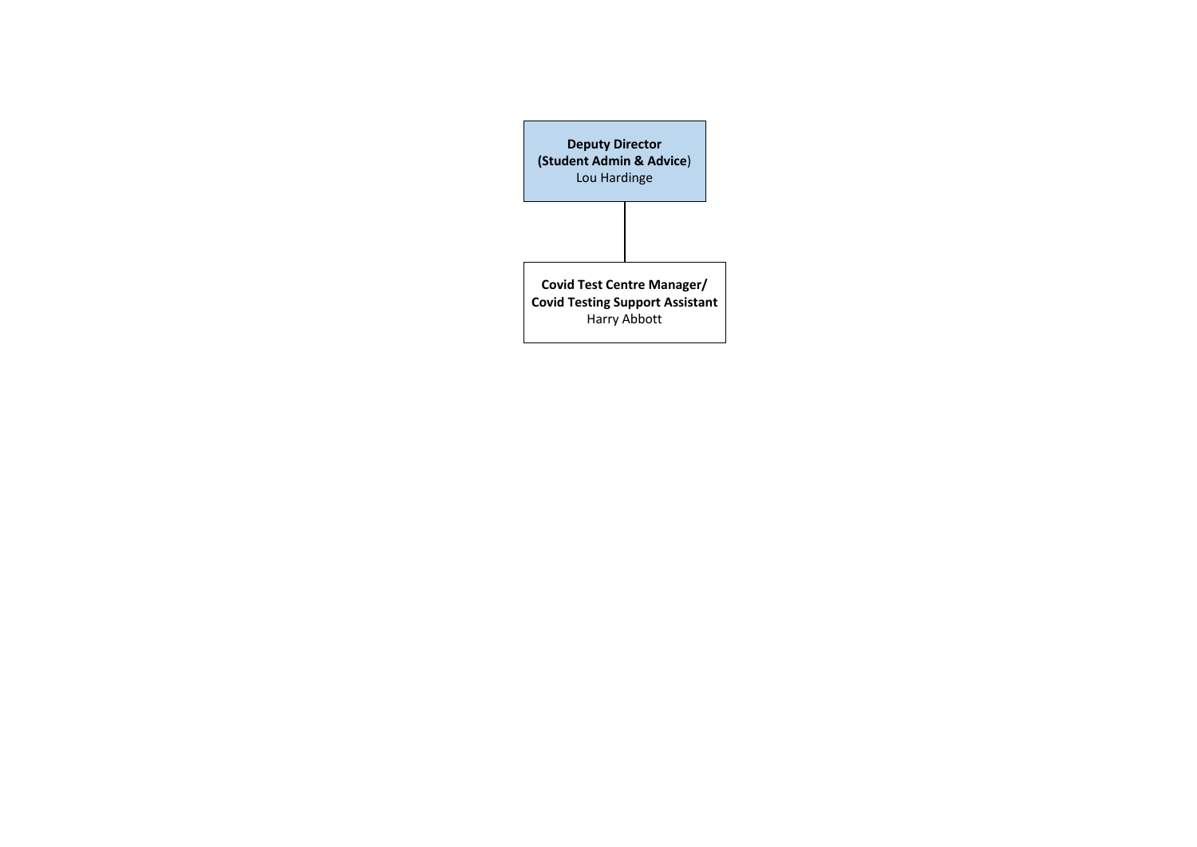**Deputy Director**
**(Student Admin & Advice**)
Lou Hardinge

**Covid Test Centre Manager/**
**Covid Testing Support Assistant**
Harry Abbott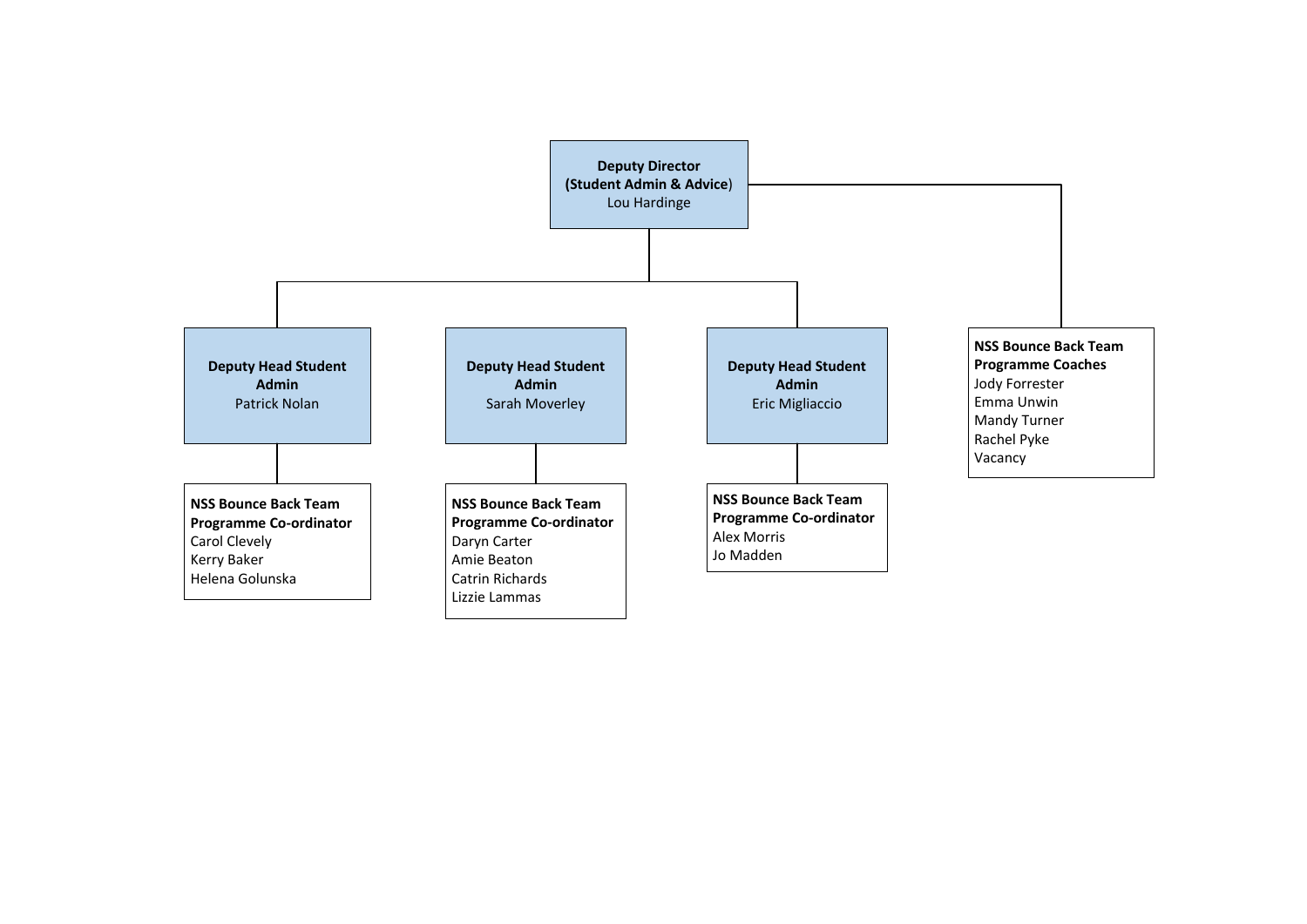**Deputy Director (Student Admin & Advice)**
Lou Hardinge

**Deputy Head Student Admin**
Patrick Nolan

**NSS Bounce Back Team Programme Co-ordinator**
Carol Clevely
Kerry Baker
Helena Golunska

**Deputy Head Student Admin**
Sarah Moverley

**NSS Bounce Back Team Programme Co-ordinator**
Daryn Carter
Amie Beaton
Catrin Richards
Lizzie Lammas

**Deputy Head Student Admin**
Eric Migliaccio

**NSS Bounce Back Team Programme Co-ordinator**
Alex Morris
Jo Madden

**NSS Bounce Back Team Programme Coaches**
Jody Forrester
Emma Unwin
Mandy Turner
Rachel Pyke
Vacancy